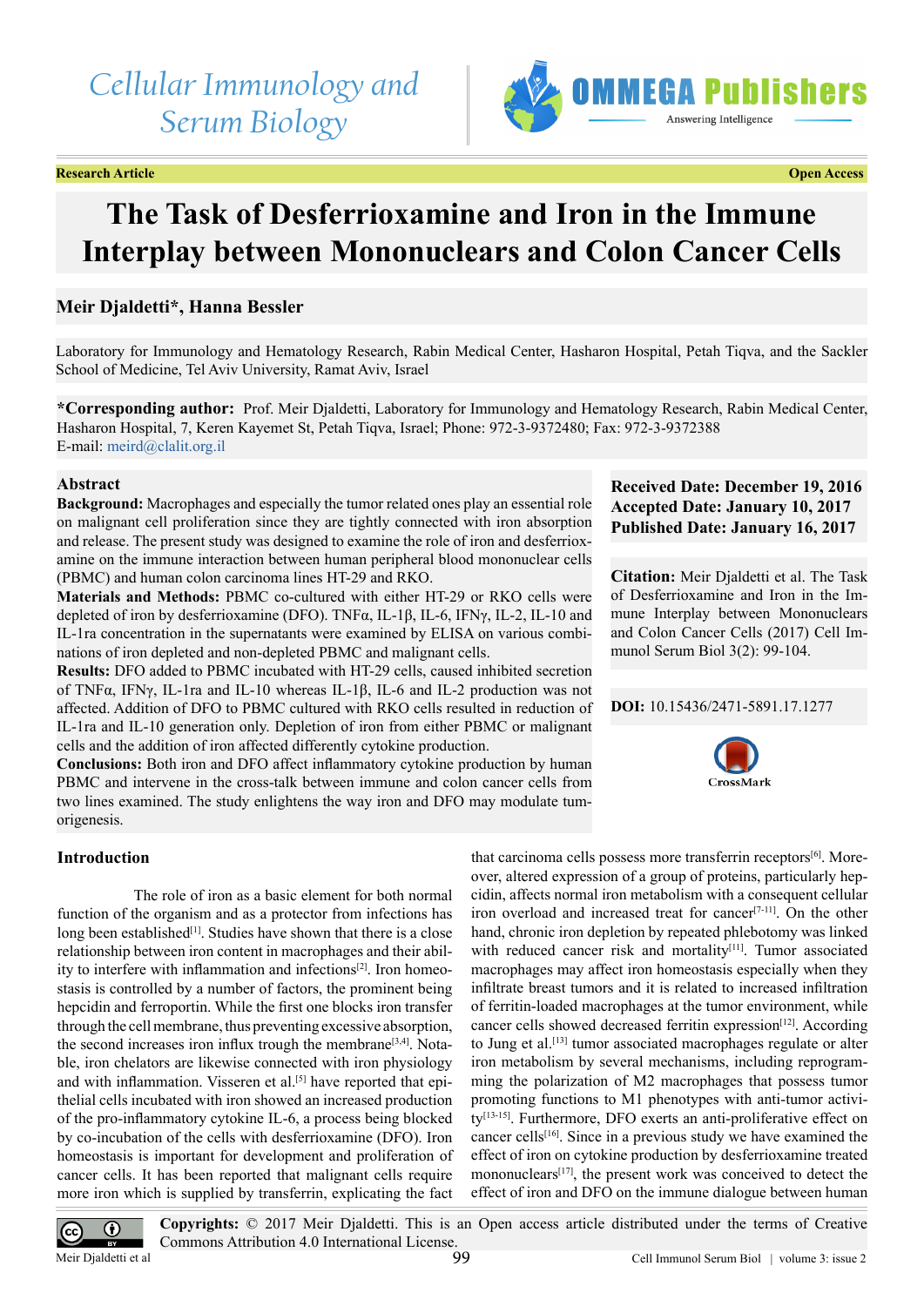Cellular Immunology and Serum Biology

OMMEGA Publishers — Answering Intelligence

**Research Article** | **Open Access**

# The Task of Desferrioxamine and Iron in the Immune Interplay between Mononuclears and Colon Cancer Cells

**Meir Djaldetti*, Hanna Bessler**

Laboratory for Immunology and Hematology Research, Rabin Medical Center, Hasharon Hospital, Petah Tiqva, and the Sackler School of Medicine, Tel Aviv University, Ramat Aviv, Israel

***Corresponding author:** Prof. Meir Djaldetti, Laboratory for Immunology and Hematology Research, Rabin Medical Center, Hasharon Hospital, 7, Keren Kayemet St, Petah Tiqva, Israel; Phone: 972-3-9372480; Fax: 972-3-9372388
E-mail: meird@clalit.org.il

**Received Date: December 19, 2016**
**Accepted Date: January 10, 2017**
**Published Date: January 16, 2017**

**Citation:** Meir Djaldetti et al. The Task of Desferrioxamine and Iron in the Immune Interplay between Mononuclears and Colon Cancer Cells (2017) Cell Immunol Serum Biol 3(2): 99-104.

**DOI:** 10.15436/2471-5891.17.1277

## Abstract

**Background:** Macrophages and especially the tumor related ones play an essential role on malignant cell proliferation since they are tightly connected with iron absorption and release. The present study was designed to examine the role of iron and desferrioxamine on the immune interaction between human peripheral blood mononuclear cells (PBMC) and human colon carcinoma lines HT-29 and RKO.

**Materials and Methods:** PBMC co-cultured with either HT-29 or RKO cells were depleted of iron by desferrioxamine (DFO). TNFα, IL-1β, IL-6, IFNγ, IL-2, IL-10 and IL-1ra concentration in the supernatants were examined by ELISA on various combinations of iron depleted and non-depleted PBMC and malignant cells.

**Results:** DFO added to PBMC incubated with HT-29 cells, caused inhibited secretion of TNFα, IFNγ, IL-1ra and IL-10 whereas IL-1β, IL-6 and IL-2 production was not affected. Addition of DFO to PBMC cultured with RKO cells resulted in reduction of IL-1ra and IL-10 generation only. Depletion of iron from either PBMC or malignant cells and the addition of iron affected differently cytokine production.

**Conclusions:** Both iron and DFO affect inflammatory cytokine production by human PBMC and intervene in the cross-talk between immune and colon cancer cells from two lines examined. The study enlightens the way iron and DFO may modulate tumorigenesis.

## Introduction

The role of iron as a basic element for both normal function of the organism and as a protector from infections has long been established[1]. Studies have shown that there is a close relationship between iron content in macrophages and their ability to interfere with inflammation and infections[2]. Iron homeostasis is controlled by a number of factors, the prominent being hepcidin and ferroportin. While the first one blocks iron transfer through the cell membrane, thus preventing excessive absorption, the second increases iron influx trough the membrane[3,4]. Notable, iron chelators are likewise connected with iron physiology and with inflammation. Visseren et al.[5] have reported that epithelial cells incubated with iron showed an increased production of the pro-inflammatory cytokine IL-6, a process being blocked by co-incubation of the cells with desferrioxamine (DFO). Iron homeostasis is important for development and proliferation of cancer cells. It has been reported that malignant cells require more iron which is supplied by transferrin, explicating the fact that carcinoma cells possess more transferrin receptors[6]. Moreover, altered expression of a group of proteins, particularly hepcidin, affects normal iron metabolism with a consequent cellular iron overload and increased treat for cancer[7-11]. On the other hand, chronic iron depletion by repeated phlebotomy was linked with reduced cancer risk and mortality[11]. Tumor associated macrophages may affect iron homeostasis especially when they infiltrate breast tumors and it is related to increased infiltration of ferritin-loaded macrophages at the tumor environment, while cancer cells showed decreased ferritin expression[12]. According to Jung et al.[13] tumor associated macrophages regulate or alter iron metabolism by several mechanisms, including reprogramming the polarization of M2 macrophages that possess tumor promoting functions to M1 phenotypes with anti-tumor activity[13-15]. Furthermore, DFO exerts an anti-proliferative effect on cancer cells[16]. Since in a previous study we have examined the effect of iron on cytokine production by desferrioxamine treated mononuclears[17], the present work was conceived to detect the effect of iron and DFO on the immune dialogue between human

**Copyrights:** © 2017 Meir Djaldetti. This is an Open access article distributed under the terms of Creative Commons Attribution 4.0 International License.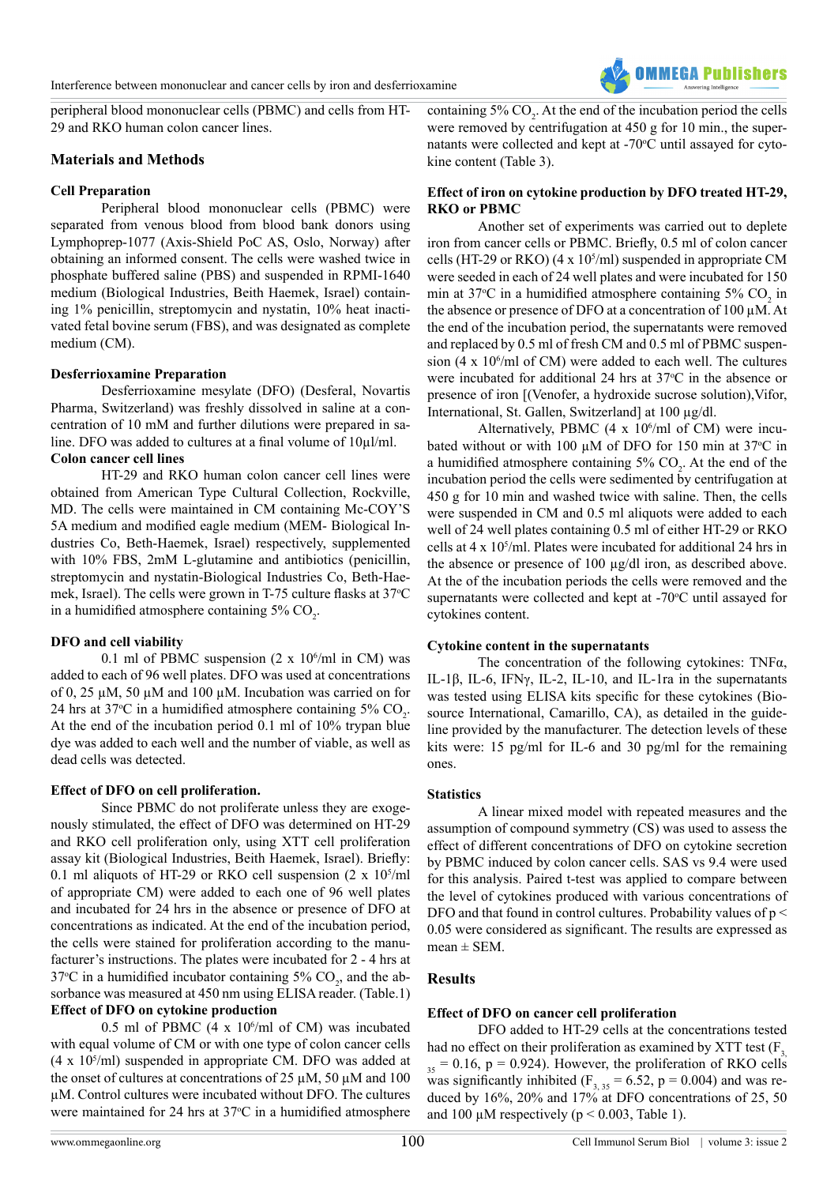peripheral blood mononuclear cells (PBMC) and cells from HT-29 and RKO human colon cancer lines.

## Materials and Methods

### Cell Preparation

Peripheral blood mononuclear cells (PBMC) were separated from venous blood from blood bank donors using Lymphoprep-1077 (Axis-Shield PoC AS, Oslo, Norway) after obtaining an informed consent. The cells were washed twice in phosphate buffered saline (PBS) and suspended in RPMI-1640 medium (Biological Industries, Beith Haemek, Israel) containing 1% penicillin, streptomycin and nystatin, 10% heat inactivated fetal bovine serum (FBS), and was designated as complete medium (CM).

### Desferrioxamine Preparation

Desferrioxamine mesylate (DFO) (Desferal, Novartis Pharma, Switzerland) was freshly dissolved in saline at a concentration of 10 mM and further dilutions were prepared in saline. DFO was added to cultures at a final volume of 10µl/ml.

### Colon cancer cell lines

HT-29 and RKO human colon cancer cell lines were obtained from American Type Cultural Collection, Rockville, MD. The cells were maintained in CM containing Mc-COY'S 5A medium and modified eagle medium (MEM- Biological Industries Co, Beith-Haemek, Israel) respectively, supplemented with 10% FBS, 2mM L-glutamine and antibiotics (penicillin, streptomycin and nystatin-Biological Industries Co, Beth-Haemek, Israel). The cells were grown in T-75 culture flasks at 37°C in a humidified atmosphere containing 5% $CO_2$.

### DFO and cell viability

0.1 ml of PBMC suspension ($2 \times 10^6$/ml in CM) was added to each of 96 well plates. DFO was used at concentrations of 0, 25 µM, 50 µM and 100 µM. Incubation was carried on for 24 hrs at 37°C in a humidified atmosphere containing 5% $CO_2$. At the end of the incubation period 0.1 ml of 10% trypan blue dye was added to each well and the number of viable, as well as dead cells was detected.

### Effect of DFO on cell proliferation.

Since PBMC do not proliferate unless they are exogenously stimulated, the effect of DFO was determined on HT-29 and RKO cell proliferation only, using XTT cell proliferation assay kit (Biological Industries, Beith Haemek, Israel). Briefly: 0.1 ml aliquots of HT-29 or RKO cell suspension ($2 \times 10^5$/ml of appropriate CM) were added to each one of 96 well plates and incubated for 24 hrs in the absence or presence of DFO at concentrations as indicated. At the end of the incubation period, the cells were stained for proliferation according to the manufacturer's instructions. The plates were incubated for 2 - 4 hrs at 37°C in a humidified incubator containing 5% $CO_2$, and the absorbance was measured at 450 nm using ELISA reader. (Table.1)

### Effect of DFO on cytokine production

0.5 ml of PBMC ($4 \times 10^6$/ml of CM) was incubated with equal volume of CM or with one type of colon cancer cells ($4 \times 10^5$/ml) suspended in appropriate CM. DFO was added at the onset of cultures at concentrations of 25 µM, 50 µM and 100 µM. Control cultures were incubated without DFO. The cultures were maintained for 24 hrs at 37°C in a humidified atmosphere containing 5% $CO_2$. At the end of the incubation period the cells were removed by centrifugation at 450 g for 10 min., the supernatants were collected and kept at -70°C until assayed for cytokine content (Table 3).

### Effect of iron on cytokine production by DFO treated HT-29, RKO or PBMC

Another set of experiments was carried out to deplete iron from cancer cells or PBMC. Briefly, 0.5 ml of colon cancer cells (HT-29 or RKO) ($4 \times 10^5$/ml) suspended in appropriate CM were seeded in each of 24 well plates and were incubated for 150 min at 37°C in a humidified atmosphere containing 5% $CO_2$ in the absence or presence of DFO at a concentration of 100 µM. At the end of the incubation period, the supernatants were removed and replaced by 0.5 ml of fresh CM and 0.5 ml of PBMC suspension ($4 \times 10^6$/ml of CM) were added to each well. The cultures were incubated for additional 24 hrs at 37°C in the absence or presence of iron [(Venofer, a hydroxide sucrose solution),Vifor, International, St. Gallen, Switzerland] at 100 µg/dl.

Alternatively, PBMC ($4 \times 10^6$/ml of CM) were incubated without or with 100 µM of DFO for 150 min at 37°C in a humidified atmosphere containing 5% $CO_2$. At the end of the incubation period the cells were sedimented by centrifugation at 450 g for 10 min and washed twice with saline. Then, the cells were suspended in CM and 0.5 ml aliquots were added to each well of 24 well plates containing 0.5 ml of either HT-29 or RKO cells at $4 \times 10^5$/ml. Plates were incubated for additional 24 hrs in the absence or presence of 100 µg/dl iron, as described above. At the of the incubation periods the cells were removed and the supernatants were collected and kept at -70°C until assayed for cytokines content.

### Cytokine content in the supernatants

The concentration of the following cytokines: TNFα, IL-1β, IL-6, IFNγ, IL-2, IL-10, and IL-1ra in the supernatants was tested using ELISA kits specific for these cytokines (Biosource International, Camarillo, CA), as detailed in the guideline provided by the manufacturer. The detection levels of these kits were: 15 pg/ml for IL-6 and 30 pg/ml for the remaining ones.

### Statistics

A linear mixed model with repeated measures and the assumption of compound symmetry (CS) was used to assess the effect of different concentrations of DFO on cytokine secretion by PBMC induced by colon cancer cells. SAS vs 9.4 were used for this analysis. Paired t-test was applied to compare between the level of cytokines produced with various concentrations of DFO and that found in control cultures. Probability values of $p < 0.05$ were considered as significant. The results are expressed as mean ± SEM.

## Results

### Effect of DFO on cancer cell proliferation

DFO added to HT-29 cells at the concentrations tested had no effect on their proliferation as examined by XTT test ($F_{3,35} = 0.16$, $p = 0.924$). However, the proliferation of RKO cells was significantly inhibited ($F_{3,35} = 6.52$, $p = 0.004$) and was reduced by 16%, 20% and 17% at DFO concentrations of 25, 50 and 100 µM respectively ($p < 0.003$, Table 1).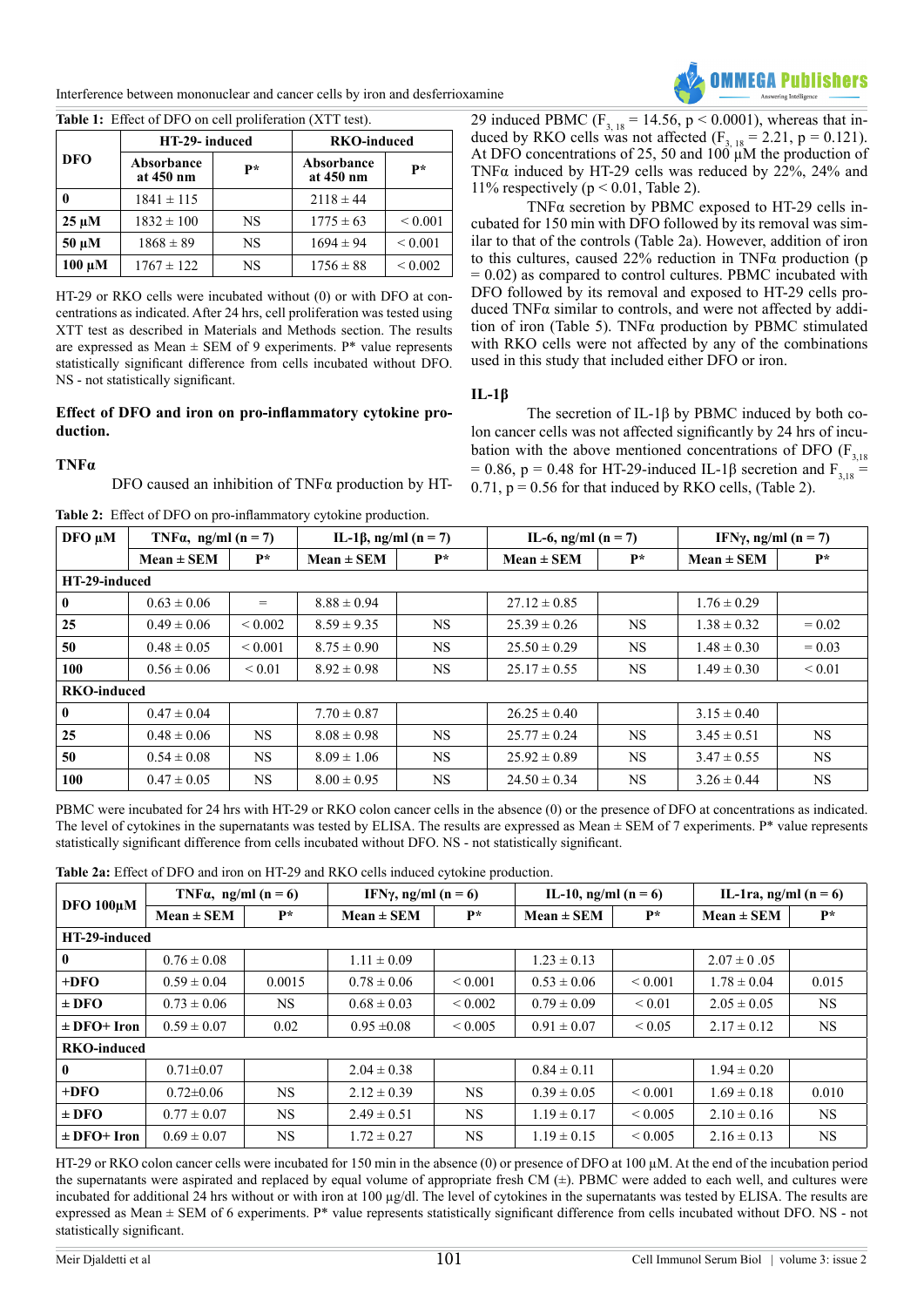**Table 1:** Effect of DFO on cell proliferation (XTT test).

| DFO | HT-29- induced | | RKO-induced | |
|---|---|---|---|---|
| | Absorbance at 450 nm | P* | Absorbance at 450 nm | P* |
| 0 | 1841 ± 115 | | 2118 ± 44 | |
| 25 µM | 1832 ± 100 | NS | 1775 ± 63 | < 0.001 |
| 50 µM | 1868 ± 89 | NS | 1694 ± 94 | < 0.001 |
| 100 µM | 1767 ± 122 | NS | 1756 ± 88 | < 0.002 |

HT-29 or RKO cells were incubated without (0) or with DFO at concentrations as indicated. After 24 hrs, cell proliferation was tested using XTT test as described in Materials and Methods section. The results are expressed as Mean ± SEM of 9 experiments. P* value represents statistically significant difference from cells incubated without DFO. NS - not statistically significant.

### Effect of DFO and iron on pro-inflammatory cytokine production.

#### TNFα

DFO caused an inhibition of TNFα production by HT-29 induced PBMC ($F_{3, 18} = 14.56$, $p < 0.0001$), whereas that induced by RKO cells was not affected ($F_{3, 18} = 2.21$, $p = 0.121$). At DFO concentrations of 25, 50 and 100 µM the production of TNFα induced by HT-29 cells was reduced by 22%, 24% and 11% respectively ($p < 0.01$, Table 2).

TNFα secretion by PBMC exposed to HT-29 cells incubated for 150 min with DFO followed by its removal was similar to that of the controls (Table 2a). However, addition of iron to this cultures, caused 22% reduction in TNFα production ($p = 0.02$) as compared to control cultures. PBMC incubated with DFO followed by its removal and exposed to HT-29 cells produced TNFα similar to controls, and were not affected by addition of iron (Table 5). TNFα production by PBMC stimulated with RKO cells were not affected by any of the combinations used in this study that included either DFO or iron.

#### IL-1β

The secretion of IL-1β by PBMC induced by both colon cancer cells was not affected significantly by 24 hrs of incubation with the above mentioned concentrations of DFO ($F_{3,18} = 0.86$, $p = 0.48$ for HT-29-induced IL-1β secretion and $F_{3,18} = 0.71$, $p = 0.56$ for that induced by RKO cells, (Table 2).

**Table 2:** Effect of DFO on pro-inflammatory cytokine production.

| DFO µM | TNFα, ng/ml (n = 7) | | IL-1β, ng/ml (n = 7) | | IL-6, ng/ml (n = 7) | | IFNγ, ng/ml (n = 7) | |
|---|---|---|---|---|---|---|---|---|
| | Mean ± SEM | P* | Mean ± SEM | P* | Mean ± SEM | P* | Mean ± SEM | P* |
| **HT-29-induced** | | | | | | | | |
| 0 | 0.63 ± 0.06 | = | 8.88 ± 0.94 | | 27.12 ± 0.85 | | 1.76 ± 0.29 | |
| 25 | 0.49 ± 0.06 | < 0.002 | 8.59 ± 9.35 | NS | 25.39 ± 0.26 | NS | 1.38 ± 0.32 | = 0.02 |
| 50 | 0.48 ± 0.05 | < 0.001 | 8.75 ± 0.90 | NS | 25.50 ± 0.29 | NS | 1.48 ± 0.30 | = 0.03 |
| 100 | 0.56 ± 0.06 | < 0.01 | 8.92 ± 0.98 | NS | 25.17 ± 0.55 | NS | 1.49 ± 0.30 | < 0.01 |
| **RKO-induced** | | | | | | | | |
| 0 | 0.47 ± 0.04 | | 7.70 ± 0.87 | | 26.25 ± 0.40 | | 3.15 ± 0.40 | |
| 25 | 0.48 ± 0.06 | NS | 8.08 ± 0.98 | NS | 25.77 ± 0.24 | NS | 3.45 ± 0.51 | NS |
| 50 | 0.54 ± 0.08 | NS | 8.09 ± 1.06 | NS | 25.92 ± 0.89 | NS | 3.47 ± 0.55 | NS |
| 100 | 0.47 ± 0.05 | NS | 8.00 ± 0.95 | NS | 24.50 ± 0.34 | NS | 3.26 ± 0.44 | NS |

PBMC were incubated for 24 hrs with HT-29 or RKO colon cancer cells in the absence (0) or the presence of DFO at concentrations as indicated. The level of cytokines in the supernatants was tested by ELISA. The results are expressed as Mean ± SEM of 7 experiments. P* value represents statistically significant difference from cells incubated without DFO. NS - not statistically significant.

**Table 2a:** Effect of DFO and iron on HT-29 and RKO cells induced cytokine production.

| DFO 100µM | TNFα, ng/ml (n = 6) | | IFNγ, ng/ml (n = 6) | | IL-10, ng/ml (n = 6) | | IL-1ra, ng/ml (n = 6) | |
|---|---|---|---|---|---|---|---|---|
| | Mean ± SEM | P* | Mean ± SEM | P* | Mean ± SEM | P* | Mean ± SEM | P* |
| **HT-29-induced** | | | | | | | | |
| 0 | 0.76 ± 0.08 | | 1.11 ± 0.09 | | 1.23 ± 0.13 | | 2.07 ± 0 .05 | |
| +DFO | 0.59 ± 0.04 | 0.0015 | 0.78 ± 0.06 | < 0.001 | 0.53 ± 0.06 | < 0.001 | 1.78 ± 0.04 | 0.015 |
| ± DFO | 0.73 ± 0.06 | NS | 0.68 ± 0.03 | < 0.002 | 0.79 ± 0.09 | < 0.01 | 2.05 ± 0.05 | NS |
| ± DFO+ Iron | 0.59 ± 0.07 | 0.02 | 0.95 ±0.08 | < 0.005 | 0.91 ± 0.07 | < 0.05 | 2.17 ± 0.12 | NS |
| **RKO-induced** | | | | | | | | |
| 0 | 0.71±0.07 | | 2.04 ± 0.38 | | 0.84 ± 0.11 | | 1.94 ± 0.20 | |
| +DFO | 0.72±0.06 | NS | 2.12 ± 0.39 | NS | 0.39 ± 0.05 | < 0.001 | 1.69 ± 0.18 | 0.010 |
| ± DFO | 0.77 ± 0.07 | NS | 2.49 ± 0.51 | NS | 1.19 ± 0.17 | < 0.005 | 2.10 ± 0.16 | NS |
| ± DFO+ Iron | 0.69 ± 0.07 | NS | 1.72 ± 0.27 | NS | 1.19 ± 0.15 | < 0.005 | 2.16 ± 0.13 | NS |

HT-29 or RKO colon cancer cells were incubated for 150 min in the absence (0) or presence of DFO at 100 µM. At the end of the incubation period the supernatants were aspirated and replaced by equal volume of appropriate fresh CM (±). PBMC were added to each well, and cultures were incubated for additional 24 hrs without or with iron at 100 µg/dl. The level of cytokines in the supernatants was tested by ELISA. The results are expressed as Mean ± SEM of 6 experiments. P* value represents statistically significant difference from cells incubated without DFO. NS - not statistically significant.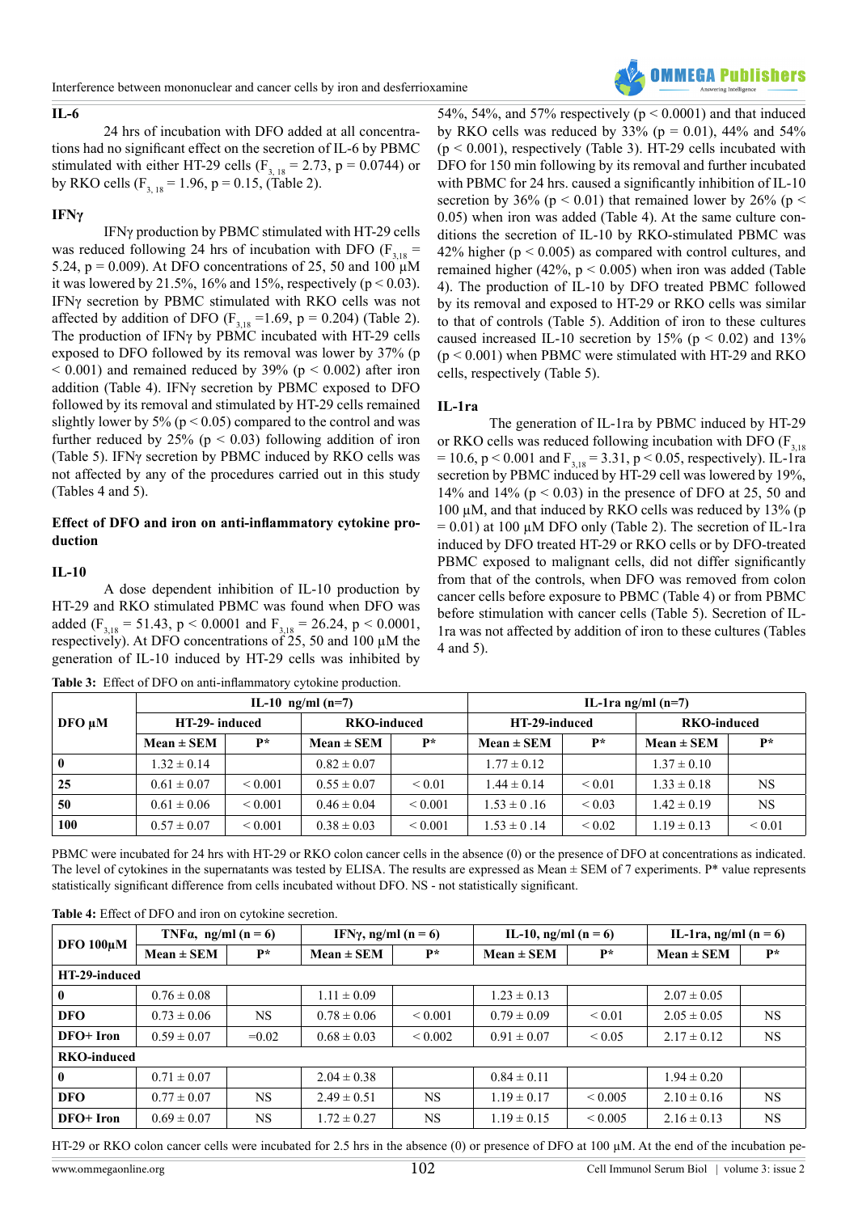### IL-6

24 hrs of incubation with DFO added at all concentrations had no significant effect on the secretion of IL-6 by PBMC stimulated with either HT-29 cells ($F_{3,18} = 2.73$, $p = 0.0744$) or by RKO cells ($F_{3,18} = 1.96$, $p = 0.15$, (Table 2).

### IFNγ

IFNγ production by PBMC stimulated with HT-29 cells was reduced following 24 hrs of incubation with DFO ($F_{3,18} = 5.24$, $p = 0.009$). At DFO concentrations of 25, 50 and 100 µM it was lowered by 21.5%, 16% and 15%, respectively ($p < 0.03$). IFNγ secretion by PBMC stimulated with RKO cells was not affected by addition of DFO ($F_{3,18} = 1.69$, $p = 0.204$) (Table 2). The production of IFNγ by PBMC incubated with HT-29 cells exposed to DFO followed by its removal was lower by 37% ($p < 0.001$) and remained reduced by 39% ($p < 0.002$) after iron addition (Table 4). IFNγ secretion by PBMC exposed to DFO followed by its removal and stimulated by HT-29 cells remained slightly lower by 5% ($p < 0.05$) compared to the control and was further reduced by 25% ($p < 0.03$) following addition of iron (Table 5). IFNγ secretion by PBMC induced by RKO cells was not affected by any of the procedures carried out in this study (Tables 4 and 5).

## Effect of DFO and iron on anti-inflammatory cytokine production

### IL-10

A dose dependent inhibition of IL-10 production by HT-29 and RKO stimulated PBMC was found when DFO was added ($F_{3,18} = 51.43$, $p < 0.0001$ and $F_{3,18} = 26.24$, $p < 0.0001$, respectively). At DFO concentrations of 25, 50 and 100 µM the generation of IL-10 induced by HT-29 cells was inhibited by 54%, 54%, and 57% respectively ($p < 0.0001$) and that induced by RKO cells was reduced by 33% ($p = 0.01$), 44% and 54% ($p < 0.001$), respectively (Table 3). HT-29 cells incubated with DFO for 150 min following by its removal and further incubated with PBMC for 24 hrs. caused a significantly inhibition of IL-10 secretion by 36% ($p < 0.01$) that remained lower by 26% ($p < 0.05$) when iron was added (Table 4). At the same culture conditions the secretion of IL-10 by RKO-stimulated PBMC was 42% higher ($p < 0.005$) as compared with control cultures, and remained higher (42%, $p < 0.005$) when iron was added (Table 4). The production of IL-10 by DFO treated PBMC followed by its removal and exposed to HT-29 or RKO cells was similar to that of controls (Table 5). Addition of iron to these cultures caused increased IL-10 secretion by 15% ($p < 0.02$) and 13% ($p < 0.001$) when PBMC were stimulated with HT-29 and RKO cells, respectively (Table 5).

### IL-1ra

The generation of IL-1ra by PBMC induced by HT-29 or RKO cells was reduced following incubation with DFO ($F_{3,18} = 10.6$, $p < 0.001$ and $F_{3,18} = 3.31$, $p < 0.05$, respectively). IL-1ra secretion by PBMC induced by HT-29 cell was lowered by 19%, 14% and 14% ($p < 0.03$) in the presence of DFO at 25, 50 and 100 µM, and that induced by RKO cells was reduced by 13% ($p = 0.01$) at 100 µM DFO only (Table 2). The secretion of IL-1ra induced by DFO treated HT-29 or RKO cells or by DFO-treated PBMC exposed to malignant cells, did not differ significantly from that of the controls, when DFO was removed from colon cancer cells before exposure to PBMC (Table 4) or from PBMC before stimulation with cancer cells (Table 5). Secretion of IL-1ra was not affected by addition of iron to these cultures (Tables 4 and 5).

**Table 3:** Effect of DFO on anti-inflammatory cytokine production.

| DFO µM | IL-10 ng/ml (n=7) | | | | IL-1ra ng/ml (n=7) | | | |
|---|---|---|---|---|---|---|---|---|
| | HT-29- induced | | RKO-induced | | HT-29-induced | | RKO-induced | |
| | Mean ± SEM | P* | Mean ± SEM | P* | Mean ± SEM | P* | Mean ± SEM | P* |
| **0** | 1.32 ± 0.14 | | 0.82 ± 0.07 | | 1.77 ± 0.12 | | 1.37 ± 0.10 | |
| **25** | 0.61 ± 0.07 | < 0.001 | 0.55 ± 0.07 | < 0.01 | 1.44 ± 0.14 | < 0.01 | 1.33 ± 0.18 | NS |
| **50** | 0.61 ± 0.06 | < 0.001 | 0.46 ± 0.04 | < 0.001 | 1.53 ± 0 .16 | < 0.03 | 1.42 ± 0.19 | NS |
| **100** | 0.57 ± 0.07 | < 0.001 | 0.38 ± 0.03 | < 0.001 | 1.53 ± 0 .14 | < 0.02 | 1.19 ± 0.13 | < 0.01 |

PBMC were incubated for 24 hrs with HT-29 or RKO colon cancer cells in the absence (0) or the presence of DFO at concentrations as indicated. The level of cytokines in the supernatants was tested by ELISA. The results are expressed as Mean ± SEM of 7 experiments. P* value represents statistically significant difference from cells incubated without DFO. NS - not statistically significant.

**Table 4:** Effect of DFO and iron on cytokine secretion.

| DFO 100µM | TNFα, ng/ml (n = 6) | | IFNγ, ng/ml (n = 6) | | IL-10, ng/ml (n = 6) | | IL-1ra, ng/ml (n = 6) | |
|---|---|---|---|---|---|---|---|---|
| | Mean ± SEM | P* | Mean ± SEM | P* | Mean ± SEM | P* | Mean ± SEM | P* |
| **HT-29-induced** | | | | | | | | |
| **0** | 0.76 ± 0.08 | | 1.11 ± 0.09 | | 1.23 ± 0.13 | | 2.07 ± 0.05 | |
| **DFO** | 0.73 ± 0.06 | NS | 0.78 ± 0.06 | < 0.001 | 0.79 ± 0.09 | < 0.01 | 2.05 ± 0.05 | NS |
| **DFO+ Iron** | 0.59 ± 0.07 | =0.02 | 0.68 ± 0.03 | < 0.002 | 0.91 ± 0.07 | < 0.05 | 2.17 ± 0.12 | NS |
| **RKO-induced** | | | | | | | | |
| **0** | 0.71 ± 0.07 | | 2.04 ± 0.38 | | 0.84 ± 0.11 | | 1.94 ± 0.20 | |
| **DFO** | 0.77 ± 0.07 | NS | 2.49 ± 0.51 | NS | 1.19 ± 0.17 | < 0.005 | 2.10 ± 0.16 | NS |
| **DFO+ Iron** | 0.69 ± 0.07 | NS | 1.72 ± 0.27 | NS | 1.19 ± 0.15 | < 0.005 | 2.16 ± 0.13 | NS |

HT-29 or RKO colon cancer cells were incubated for 2.5 hrs in the absence (0) or presence of DFO at 100 µM. At the end of the incubation pe-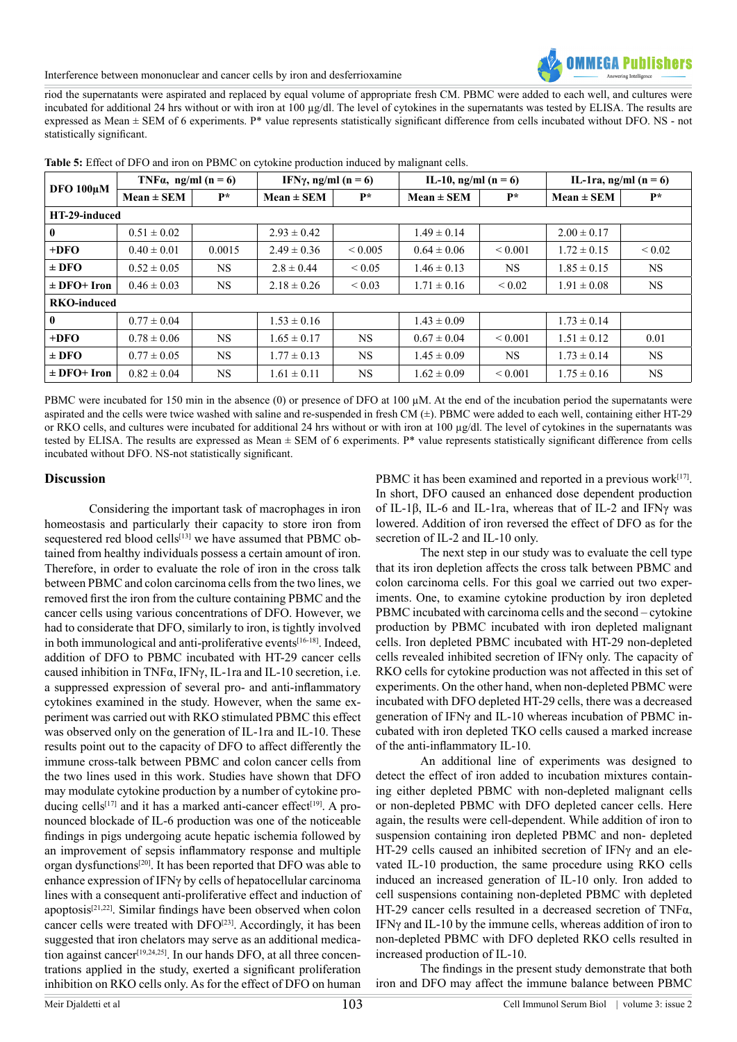riod the supernatants were aspirated and replaced by equal volume of appropriate fresh CM. PBMC were added to each well, and cultures were incubated for additional 24 hrs without or with iron at 100 µg/dl. The level of cytokines in the supernatants was tested by ELISA. The results are expressed as Mean ± SEM of 6 experiments. P* value represents statistically significant difference from cells incubated without DFO. NS - not statistically significant.

**Table 5:** Effect of DFO and iron on PBMC on cytokine production induced by malignant cells.

| DFO 100µM | TNFα, ng/ml (n = 6) | | IFNγ, ng/ml (n = 6) | | IL-10, ng/ml (n = 6) | | IL-1ra, ng/ml (n = 6) | |
|---|---|---|---|---|---|---|---|---|
| | Mean ± SEM | P* | Mean ± SEM | P* | Mean ± SEM | P* | Mean ± SEM | P* |
| **HT-29-induced** | | | | | | | | |
| **0** | 0.51 ± 0.02 | | 2.93 ± 0.42 | | 1.49 ± 0.14 | | 2.00 ± 0.17 | |
| **+DFO** | 0.40 ± 0.01 | 0.0015 | 2.49 ± 0.36 | < 0.005 | 0.64 ± 0.06 | < 0.001 | 1.72 ± 0.15 | < 0.02 |
| **± DFO** | 0.52 ± 0.05 | NS | 2.8 ± 0.44 | < 0.05 | 1.46 ± 0.13 | NS | 1.85 ± 0.15 | NS |
| **± DFO+ Iron** | 0.46 ± 0.03 | NS | 2.18 ± 0.26 | < 0.03 | 1.71 ± 0.16 | < 0.02 | 1.91 ± 0.08 | NS |
| **RKO-induced** | | | | | | | | |
| **0** | 0.77 ± 0.04 | | 1.53 ± 0.16 | | 1.43 ± 0.09 | | 1.73 ± 0.14 | |
| **+DFO** | 0.78 ± 0.06 | NS | 1.65 ± 0.17 | NS | 0.67 ± 0.04 | < 0.001 | 1.51 ± 0.12 | 0.01 |
| **± DFO** | 0.77 ± 0.05 | NS | 1.77 ± 0.13 | NS | 1.45 ± 0.09 | NS | 1.73 ± 0.14 | NS |
| **± DFO+ Iron** | 0.82 ± 0.04 | NS | 1.61 ± 0.11 | NS | 1.62 ± 0.09 | < 0.001 | 1.75 ± 0.16 | NS |

PBMC were incubated for 150 min in the absence (0) or presence of DFO at 100 µM. At the end of the incubation period the supernatants were aspirated and the cells were twice washed with saline and re-suspended in fresh CM (±). PBMC were added to each well, containing either HT-29 or RKO cells, and cultures were incubated for additional 24 hrs without or with iron at 100 µg/dl. The level of cytokines in the supernatants was tested by ELISA. The results are expressed as Mean ± SEM of 6 experiments. P* value represents statistically significant difference from cells incubated without DFO. NS-not statistically significant.

## Discussion

Considering the important task of macrophages in iron homeostasis and particularly their capacity to store iron from sequestered red blood cells[13] we have assumed that PBMC obtained from healthy individuals possess a certain amount of iron. Therefore, in order to evaluate the role of iron in the cross talk between PBMC and colon carcinoma cells from the two lines, we removed first the iron from the culture containing PBMC and the cancer cells using various concentrations of DFO. However, we had to considerate that DFO, similarly to iron, is tightly involved in both immunological and anti-proliferative events[16-18]. Indeed, addition of DFO to PBMC incubated with HT-29 cancer cells caused inhibition in TNFα, IFNγ, IL-1ra and IL-10 secretion, i.e. a suppressed expression of several pro- and anti-inflammatory cytokines examined in the study. However, when the same experiment was carried out with RKO stimulated PBMC this effect was observed only on the generation of IL-1ra and IL-10. These results point out to the capacity of DFO to affect differently the immune cross-talk between PBMC and colon cancer cells from the two lines used in this work. Studies have shown that DFO may modulate cytokine production by a number of cytokine producing cells[17] and it has a marked anti-cancer effect[19]. A pronounced blockade of IL-6 production was one of the noticeable findings in pigs undergoing acute hepatic ischemia followed by an improvement of sepsis inflammatory response and multiple organ dysfunctions[20]. It has been reported that DFO was able to enhance expression of IFNγ by cells of hepatocellular carcinoma lines with a consequent anti-proliferative effect and induction of apoptosis[21,22]. Similar findings have been observed when colon cancer cells were treated with DFO[23]. Accordingly, it has been suggested that iron chelators may serve as an additional medication against cancer[19,24,25]. In our hands DFO, at all three concentrations applied in the study, exerted a significant proliferation inhibition on RKO cells only. As for the effect of DFO on human PBMC it has been examined and reported in a previous work[17]. In short, DFO caused an enhanced dose dependent production of IL-1β, IL-6 and IL-1ra, whereas that of IL-2 and IFNγ was lowered. Addition of iron reversed the effect of DFO as for the secretion of IL-2 and IL-10 only.

The next step in our study was to evaluate the cell type that its iron depletion affects the cross talk between PBMC and colon carcinoma cells. For this goal we carried out two experiments. One, to examine cytokine production by iron depleted PBMC incubated with carcinoma cells and the second – cytokine production by PBMC incubated with iron depleted malignant cells. Iron depleted PBMC incubated with HT-29 non-depleted cells revealed inhibited secretion of IFNγ only. The capacity of RKO cells for cytokine production was not affected in this set of experiments. On the other hand, when non-depleted PBMC were incubated with DFO depleted HT-29 cells, there was a decreased generation of IFNγ and IL-10 whereas incubation of PBMC incubated with iron depleted TKO cells caused a marked increase of the anti-inflammatory IL-10.

An additional line of experiments was designed to detect the effect of iron added to incubation mixtures containing either depleted PBMC with non-depleted malignant cells or non-depleted PBMC with DFO depleted cancer cells. Here again, the results were cell-dependent. While addition of iron to suspension containing iron depleted PBMC and non- depleted HT-29 cells caused an inhibited secretion of IFNγ and an elevated IL-10 production, the same procedure using RKO cells induced an increased generation of IL-10 only. Iron added to cell suspensions containing non-depleted PBMC with depleted HT-29 cancer cells resulted in a decreased secretion of TNFα, IFNγ and IL-10 by the immune cells, whereas addition of iron to non-depleted PBMC with DFO depleted RKO cells resulted in increased production of IL-10.

The findings in the present study demonstrate that both iron and DFO may affect the immune balance between PBMC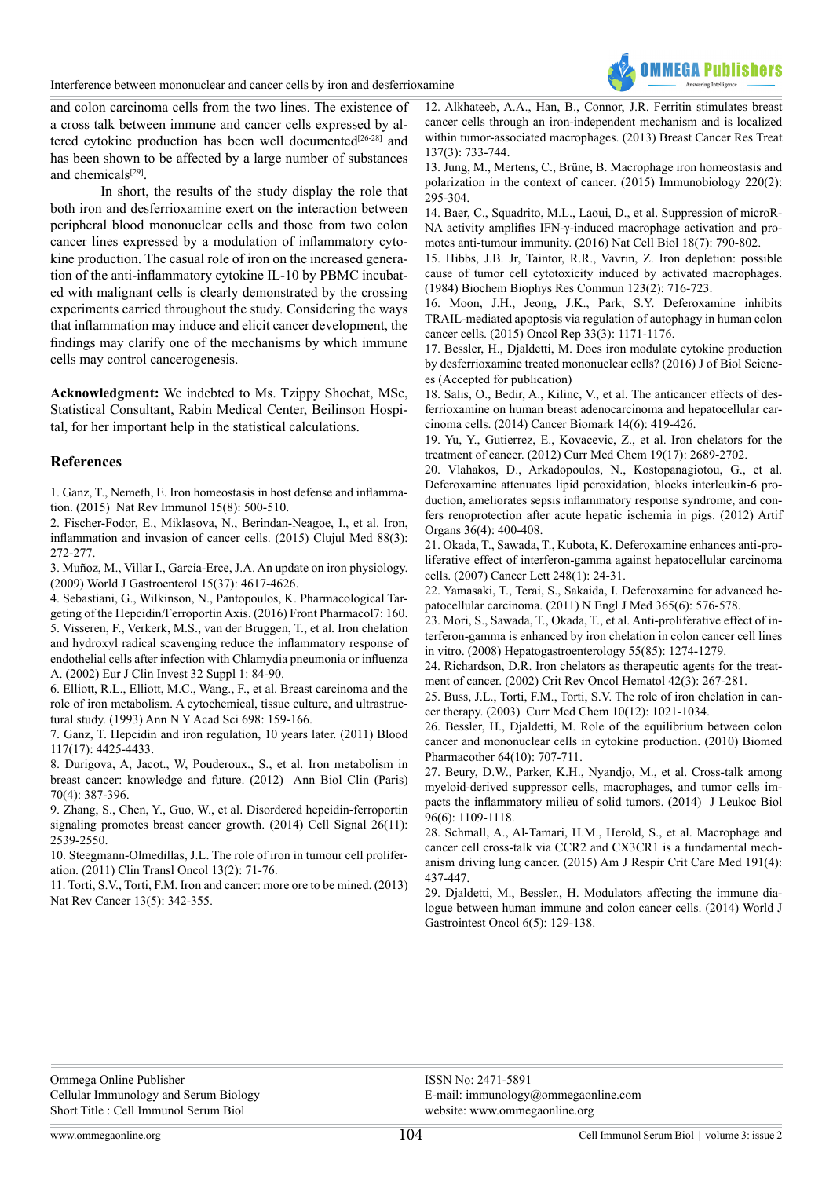and colon carcinoma cells from the two lines. The existence of a cross talk between immune and cancer cells expressed by altered cytokine production has been well documented[26-28] and has been shown to be affected by a large number of substances and chemicals[29].

In short, the results of the study display the role that both iron and desferrioxamine exert on the interaction between peripheral blood mononuclear cells and those from two colon cancer lines expressed by a modulation of inflammatory cytokine production. The casual role of iron on the increased generation of the anti-inflammatory cytokine IL-10 by PBMC incubated with malignant cells is clearly demonstrated by the crossing experiments carried throughout the study. Considering the ways that inflammation may induce and elicit cancer development, the findings may clarify one of the mechanisms by which immune cells may control cancerogenesis.

**Acknowledgment:** We indebted to Ms. Tzippy Shochat, MSc, Statistical Consultant, Rabin Medical Center, Beilinson Hospital, for her important help in the statistical calculations.

## References

1. Ganz, T., Nemeth, E. Iron homeostasis in host defense and inflammation. (2015) Nat Rev Immunol 15(8): 500-510.
2. Fischer-Fodor, E., Miklasova, N., Berindan-Neagoe, I., et al. Iron, inflammation and invasion of cancer cells. (2015) Clujul Med 88(3): 272-277.
3. Muñoz, M., Villar I., García-Erce, J.A. An update on iron physiology. (2009) World J Gastroenterol 15(37): 4617-4626.
4. Sebastiani, G., Wilkinson, N., Pantopoulos, K. Pharmacological Targeting of the Hepcidin/Ferroportin Axis. (2016) Front Pharmacol7: 160.
5. Visseren, F., Verkerk, M.S., van der Bruggen, T., et al. Iron chelation and hydroxyl radical scavenging reduce the inflammatory response of endothelial cells after infection with Chlamydia pneumonia or influenza A. (2002) Eur J Clin Invest 32 Suppl 1: 84-90.
6. Elliott, R.L., Elliott, M.C., Wang., F., et al. Breast carcinoma and the role of iron metabolism. A cytochemical, tissue culture, and ultrastructural study. (1993) Ann N Y Acad Sci 698: 159-166.
7. Ganz, T. Hepcidin and iron regulation, 10 years later. (2011) Blood 117(17): 4425-4433.
8. Durigova, A, Jacot., W, Pouderoux., S., et al. Iron metabolism in breast cancer: knowledge and future. (2012) Ann Biol Clin (Paris) 70(4): 387-396.
9. Zhang, S., Chen, Y., Guo, W., et al. Disordered hepcidin-ferroportin signaling promotes breast cancer growth. (2014) Cell Signal 26(11): 2539-2550.
10. Steegmann-Olmedillas, J.L. The role of iron in tumour cell proliferation. (2011) Clin Transl Oncol 13(2): 71-76.
11. Torti, S.V., Torti, F.M. Iron and cancer: more ore to be mined. (2013) Nat Rev Cancer 13(5): 342-355.
12. Alkhateeb, A.A., Han, B., Connor, J.R. Ferritin stimulates breast cancer cells through an iron-independent mechanism and is localized within tumor-associated macrophages. (2013) Breast Cancer Res Treat 137(3): 733-744.
13. Jung, M., Mertens, C., Brüne, B. Macrophage iron homeostasis and polarization in the context of cancer. (2015) Immunobiology 220(2): 295-304.
14. Baer, C., Squadrito, M.L., Laoui, D., et al. Suppression of microRNA activity amplifies IFN-γ-induced macrophage activation and promotes anti-tumour immunity. (2016) Nat Cell Biol 18(7): 790-802.
15. Hibbs, J.B. Jr, Taintor, R.R., Vavrin, Z. Iron depletion: possible cause of tumor cell cytotoxicity induced by activated macrophages. (1984) Biochem Biophys Res Commun 123(2): 716-723.
16. Moon, J.H., Jeong, J.K., Park, S.Y. Deferoxamine inhibits TRAIL-mediated apoptosis via regulation of autophagy in human colon cancer cells. (2015) Oncol Rep 33(3): 1171-1176.
17. Bessler, H., Djaldetti, M. Does iron modulate cytokine production by desferrioxamine treated mononuclear cells? (2016) J of Biol Sciences (Accepted for publication)
18. Salis, O., Bedir, A., Kilinc, V., et al. The anticancer effects of desferrioxamine on human breast adenocarcinoma and hepatocellular carcinoma cells. (2014) Cancer Biomark 14(6): 419-426.
19. Yu, Y., Gutierrez, E., Kovacevic, Z., et al. Iron chelators for the treatment of cancer. (2012) Curr Med Chem 19(17): 2689-2702.
20. Vlahakos, D., Arkadopoulos, N., Kostopanagiotou, G., et al. Deferoxamine attenuates lipid peroxidation, blocks interleukin-6 production, ameliorates sepsis inflammatory response syndrome, and confers renoprotection after acute hepatic ischemia in pigs. (2012) Artif Organs 36(4): 400-408.
21. Okada, T., Sawada, T., Kubota, K. Deferoxamine enhances anti-proliferative effect of interferon-gamma against hepatocellular carcinoma cells. (2007) Cancer Lett 248(1): 24-31.
22. Yamasaki, T., Terai, S., Sakaida, I. Deferoxamine for advanced hepatocellular carcinoma. (2011) N Engl J Med 365(6): 576-578.
23. Mori, S., Sawada, T., Okada, T., et al. Anti-proliferative effect of interferon-gamma is enhanced by iron chelation in colon cancer cell lines in vitro. (2008) Hepatogastroenterology 55(85): 1274-1279.
24. Richardson, D.R. Iron chelators as therapeutic agents for the treatment of cancer. (2002) Crit Rev Oncol Hematol 42(3): 267-281.
25. Buss, J.L., Torti, F.M., Torti, S.V. The role of iron chelation in cancer therapy. (2003) Curr Med Chem 10(12): 1021-1034.
26. Bessler, H., Djaldetti, M. Role of the equilibrium between colon cancer and mononuclear cells in cytokine production. (2010) Biomed Pharmacother 64(10): 707-711.
27. Beury, D.W., Parker, K.H., Nyandjo, M., et al. Cross-talk among myeloid-derived suppressor cells, macrophages, and tumor cells impacts the inflammatory milieu of solid tumors. (2014) J Leukoc Biol 96(6): 1109-1118.
28. Schmall, A., Al-Tamari, H.M., Herold, S., et al. Macrophage and cancer cell cross-talk via CCR2 and CX3CR1 is a fundamental mechanism driving lung cancer. (2015) Am J Respir Crit Care Med 191(4): 437-447.
29. Djaldetti, M., Bessler., H. Modulators affecting the immune dialogue between human immune and colon cancer cells. (2014) World J Gastrointest Oncol 6(5): 129-138.

Ommega Online Publisher
Cellular Immunology and Serum Biology
Short Title : Cell Immunol Serum Biol

ISSN No: 2471-5891
E-mail: immunology@ommegaonline.com
website: www.ommegaonline.org